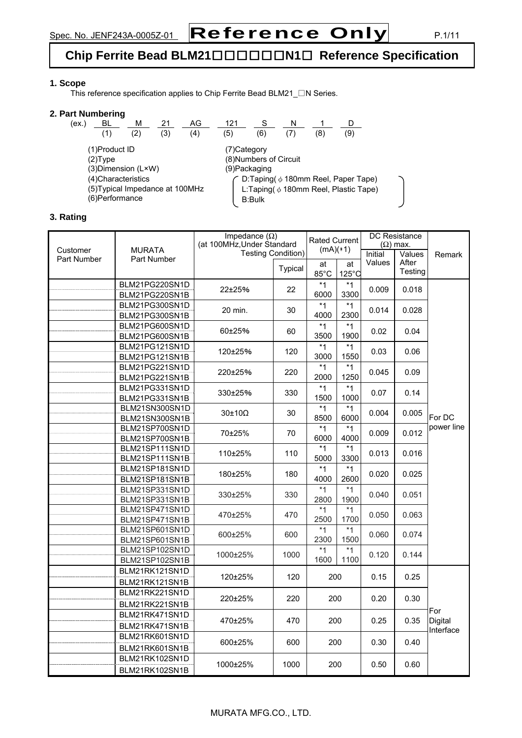# Chip Ferrite Bead BLM21□□□□□□N1□ Reference Specification

### 1. Scope

This reference specification applies to Chip Ferrite Bead BLM21_□N Series.

### 2. Part Numbering

| (ex.) | BL | M | 21 | AG | 121 | S | N | 1 | D |
|---|---|---|---|---|---|---|---|---|---|
| | (1) | (2) | (3) | (4) | (5) | (6) | (7) | (8) | (9) |

(1)Product ID
(2)Type
(3)Dimension (L×W)
(4)Characteristics
(5)Typical Impedance at 100MHz
(6)Performance
(7)Category
(8)Numbers of Circuit
(9)Packaging
- D:Taping( φ 180mm Reel, Paper Tape)
- L:Taping( φ 180mm Reel, Plastic Tape)
- B:Bulk

### 3. Rating

| Customer Part Number | MURATA Part Number | Impedance (Ω) (at 100MHz,Under Standard Testing Condition) | | Rated Current (mA)(*1) | | DC Resistance (Ω) max. | | Remark |
|---|---|---|---|---|---|---|---|---|
| | | | Typical | at 85°C | at 125°C | Initial Values | Values After Testing | |
| | BLM21PG220SN1D<br>BLM21PG220SN1B | 22±25% | 22 | *1 6000 | *1 3300 | 0.009 | 0.018 | For DC power line |
| | BLM21PG300SN1D<br>BLM21PG300SN1B | 20 min. | 30 | *1 4000 | *1 2300 | 0.014 | 0.028 | For DC power line |
| | BLM21PG600SN1D<br>BLM21PG600SN1B | 60±25% | 60 | *1 3500 | *1 1900 | 0.02 | 0.04 | For DC power line |
| | BLM21PG121SN1D<br>BLM21PG121SN1B | 120±25% | 120 | *1 3000 | *1 1550 | 0.03 | 0.06 | For DC power line |
| | BLM21PG221SN1D<br>BLM21PG221SN1B | 220±25% | 220 | *1 2000 | *1 1250 | 0.045 | 0.09 | For DC power line |
| | BLM21PG331SN1D<br>BLM21PG331SN1B | 330±25% | 330 | *1 1500 | *1 1000 | 0.07 | 0.14 | For DC power line |
| | BLM21SN300SN1D<br>BLM21SN300SN1B | 30±10Ω | 30 | *1 8500 | *1 6000 | 0.004 | 0.005 | For DC power line |
| | BLM21SP700SN1D<br>BLM21SP700SN1B | 70±25% | 70 | *1 6000 | *1 4000 | 0.009 | 0.012 | For DC power line |
| | BLM21SP111SN1D<br>BLM21SP111SN1B | 110±25% | 110 | *1 5000 | *1 3300 | 0.013 | 0.016 | For DC power line |
| | BLM21SP181SN1D<br>BLM21SP181SN1B | 180±25% | 180 | *1 4000 | *1 2600 | 0.020 | 0.025 | For DC power line |
| | BLM21SP331SN1D<br>BLM21SP331SN1B | 330±25% | 330 | *1 2800 | *1 1900 | 0.040 | 0.051 | For DC power line |
| | BLM21SP471SN1D<br>BLM21SP471SN1B | 470±25% | 470 | *1 2500 | *1 1700 | 0.050 | 0.063 | For DC power line |
| | BLM21SP601SN1D<br>BLM21SP601SN1B | 600±25% | 600 | *1 2300 | *1 1500 | 0.060 | 0.074 | For DC power line |
| | BLM21SP102SN1D<br>BLM21SP102SN1B | 1000±25% | 1000 | *1 1600 | *1 1100 | 0.120 | 0.144 | For DC power line |
| | BLM21RK121SN1D<br>BLM21RK121SN1B | 120±25% | 120 | 200 | | 0.15 | 0.25 | For Digital Interface |
| | BLM21RK221SN1D<br>BLM21RK221SN1B | 220±25% | 220 | 200 | | 0.20 | 0.30 | For Digital Interface |
| | BLM21RK471SN1D<br>BLM21RK471SN1B | 470±25% | 470 | 200 | | 0.25 | 0.35 | For Digital Interface |
| | BLM21RK601SN1D<br>BLM21RK601SN1B | 600±25% | 600 | 200 | | 0.30 | 0.40 | For Digital Interface |
| | BLM21RK102SN1D<br>BLM21RK102SN1B | 1000±25% | 1000 | 200 | | 0.50 | 0.60 | For Digital Interface |

MURATA MFG.CO., LTD.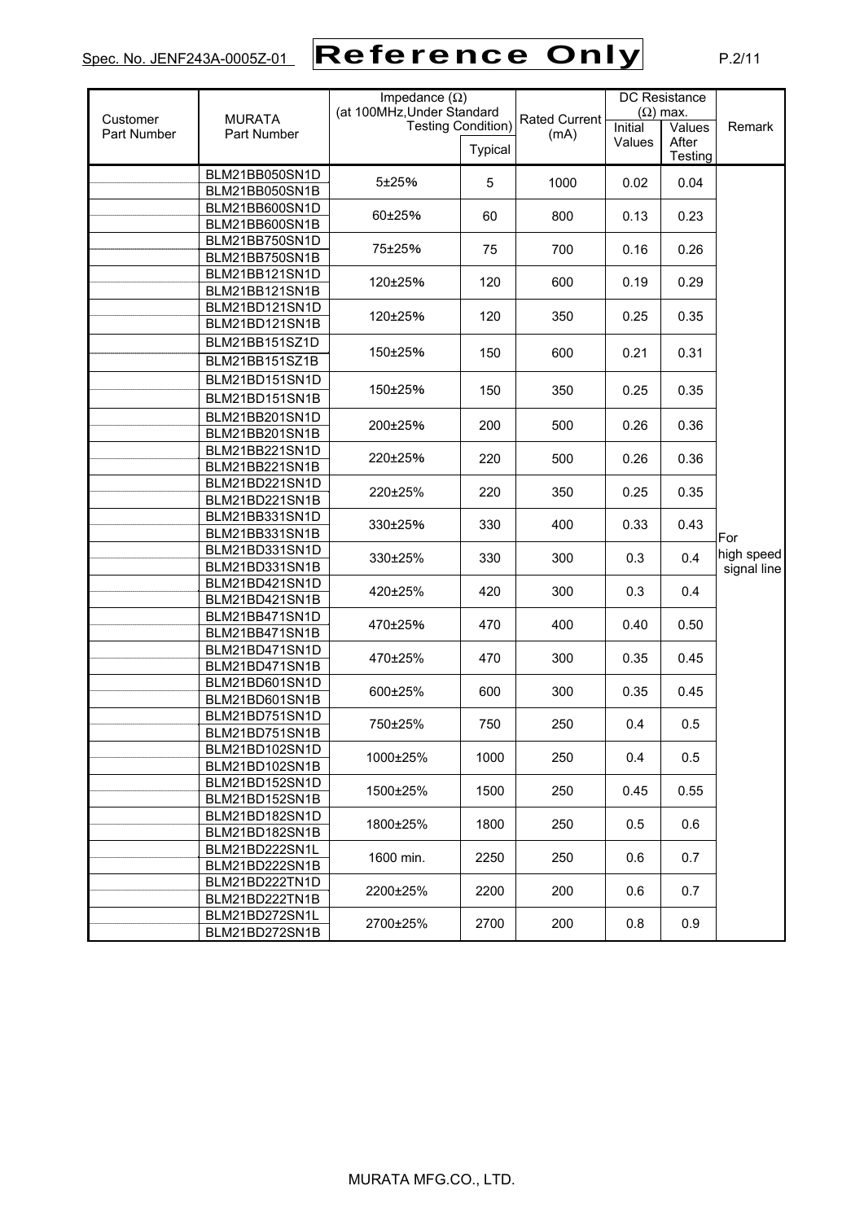| Customer Part Number | MURATA Part Number | Impedance (Ω) (at 100MHz,Under Standard Testing Condition) | | Rated Current (mA) | DC Resistance (Ω) max. | | Remark |
|---|---|---|---|---|---|---|---|
| | | | Typical | | Initial Values | Values After Testing | |
| | BLM21BB050SN1D<br>BLM21BB050SN1B | 5±25% | 5 | 1000 | 0.02 | 0.04 | For high speed signal line |
| | BLM21BB600SN1D<br>BLM21BB600SN1B | 60±25% | 60 | 800 | 0.13 | 0.23 | |
| | BLM21BB750SN1D<br>BLM21BB750SN1B | 75±25% | 75 | 700 | 0.16 | 0.26 | |
| | BLM21BB121SN1D<br>BLM21BB121SN1B | 120±25% | 120 | 600 | 0.19 | 0.29 | |
| | BLM21BD121SN1D<br>BLM21BD121SN1B | 120±25% | 120 | 350 | 0.25 | 0.35 | |
| | BLM21BB151SZ1D<br>BLM21BB151SZ1B | 150±25% | 150 | 600 | 0.21 | 0.31 | |
| | BLM21BD151SN1D<br>BLM21BD151SN1B | 150±25% | 150 | 350 | 0.25 | 0.35 | |
| | BLM21BB201SN1D<br>BLM21BB201SN1B | 200±25% | 200 | 500 | 0.26 | 0.36 | |
| | BLM21BB221SN1D<br>BLM21BB221SN1B | 220±25% | 220 | 500 | 0.26 | 0.36 | |
| | BLM21BD221SN1D<br>BLM21BD221SN1B | 220±25% | 220 | 350 | 0.25 | 0.35 | |
| | BLM21BB331SN1D<br>BLM21BB331SN1B | 330±25% | 330 | 400 | 0.33 | 0.43 | |
| | BLM21BD331SN1D<br>BLM21BD331SN1B | 330±25% | 330 | 300 | 0.3 | 0.4 | |
| | BLM21BD421SN1D<br>BLM21BD421SN1B | 420±25% | 420 | 300 | 0.3 | 0.4 | |
| | BLM21BB471SN1D<br>BLM21BB471SN1B | 470±25% | 470 | 400 | 0.40 | 0.50 | |
| | BLM21BD471SN1D<br>BLM21BD471SN1B | 470±25% | 470 | 300 | 0.35 | 0.45 | |
| | BLM21BD601SN1D<br>BLM21BD601SN1B | 600±25% | 600 | 300 | 0.35 | 0.45 | |
| | BLM21BD751SN1D<br>BLM21BD751SN1B | 750±25% | 750 | 250 | 0.4 | 0.5 | |
| | BLM21BD102SN1D<br>BLM21BD102SN1B | 1000±25% | 1000 | 250 | 0.4 | 0.5 | |
| | BLM21BD152SN1D<br>BLM21BD152SN1B | 1500±25% | 1500 | 250 | 0.45 | 0.55 | |
| | BLM21BD182SN1D<br>BLM21BD182SN1B | 1800±25% | 1800 | 250 | 0.5 | 0.6 | |
| | BLM21BD222SN1L<br>BLM21BD222SN1B | 1600 min. | 2250 | 250 | 0.6 | 0.7 | |
| | BLM21BD222TN1D<br>BLM21BD222TN1B | 2200±25% | 2200 | 200 | 0.6 | 0.7 | |
| | BLM21BD272SN1L<br>BLM21BD272SN1B | 2700±25% | 2700 | 200 | 0.8 | 0.9 | |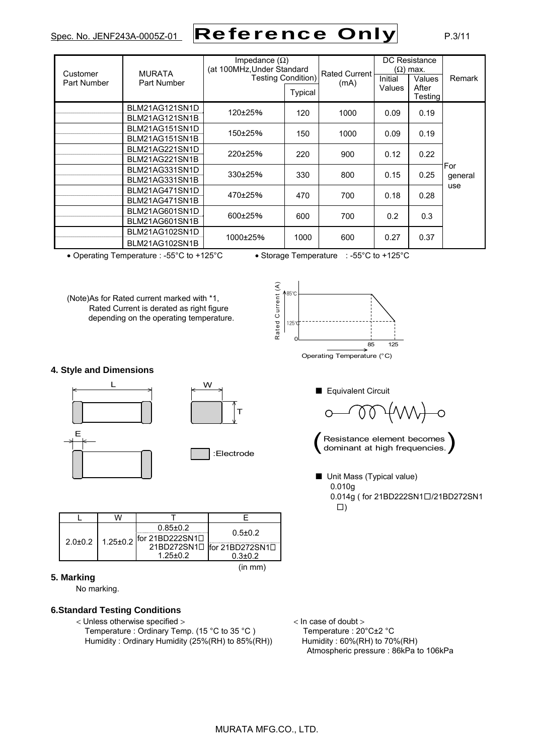| Customer Part Number | MURATA Part Number | Impedance (Ω) (at 100MHz,Under Standard Testing Condition) | | Rated Current (mA) | DC Resistance (Ω) max. | | Remark |
|---|---|---|---|---|---|---|---|
| | | | Typical | | Initial Values | Values After Testing | |
| | BLM21AG121SN1D | 120±25% | 120 | 1000 | 0.09 | 0.19 | For general use |
| | BLM21AG121SN1B | | | | | | |
| | BLM21AG151SN1D | 150±25% | 150 | 1000 | 0.09 | 0.19 | |
| | BLM21AG151SN1B | | | | | | |
| | BLM21AG221SN1D | 220±25% | 220 | 900 | 0.12 | 0.22 | |
| | BLM21AG221SN1B | | | | | | |
| | BLM21AG331SN1D | 330±25% | 330 | 800 | 0.15 | 0.25 | |
| | BLM21AG331SN1B | | | | | | |
| | BLM21AG471SN1D | 470±25% | 470 | 700 | 0.18 | 0.28 | |
| | BLM21AG471SN1B | | | | | | |
| | BLM21AG601SN1D | 600±25% | 600 | 700 | 0.2 | 0.3 | |
| | BLM21AG601SN1B | | | | | | |
| | BLM21AG102SN1D | 1000±25% | 1000 | 600 | 0.27 | 0.37 | |
| | BLM21AG102SN1B | | | | | | |

- Operating Temperature : -55°C to +125°C
- Storage Temperature : -55°C to +125°C

(Note)As for Rated current marked with *1, Rated Current is derated as right figure depending on the operating temperature.

Rated Current (A) / Operating Temperature (°C): 85°C, 125°C, 0, 85, 125

## 4. Style and Dimensions

L, W, T, E, :Electrode

| L | W | T | E |
|---|---|---|---|
| 2.0±0.2 | 1.25±0.2 | 0.85±0.2 | 0.5±0.2 |
| | | for 21BD222SN1□ 21BD272SN1□ 1.25±0.2 | for 21BD272SN1□ 0.3±0.2 |

(in mm)

■ Equivalent Circuit

(Resistance element becomes dominant at high frequencies.)

■ Unit Mass (Typical value)
0.010g
0.014g ( for 21BD222SN1□/21BD272SN1□)

## 5. Marking

No marking.

## 6.Standard Testing Conditions

< Unless otherwise specified >
Temperature : Ordinary Temp. (15 °C to 35 °C )
Humidity : Ordinary Humidity (25%(RH) to 85%(RH))

< In case of doubt >
Temperature : 20°C±2 °C
Humidity : 60%(RH) to 70%(RH)
Atmospheric pressure : 86kPa to 106kPa

MURATA MFG.CO., LTD.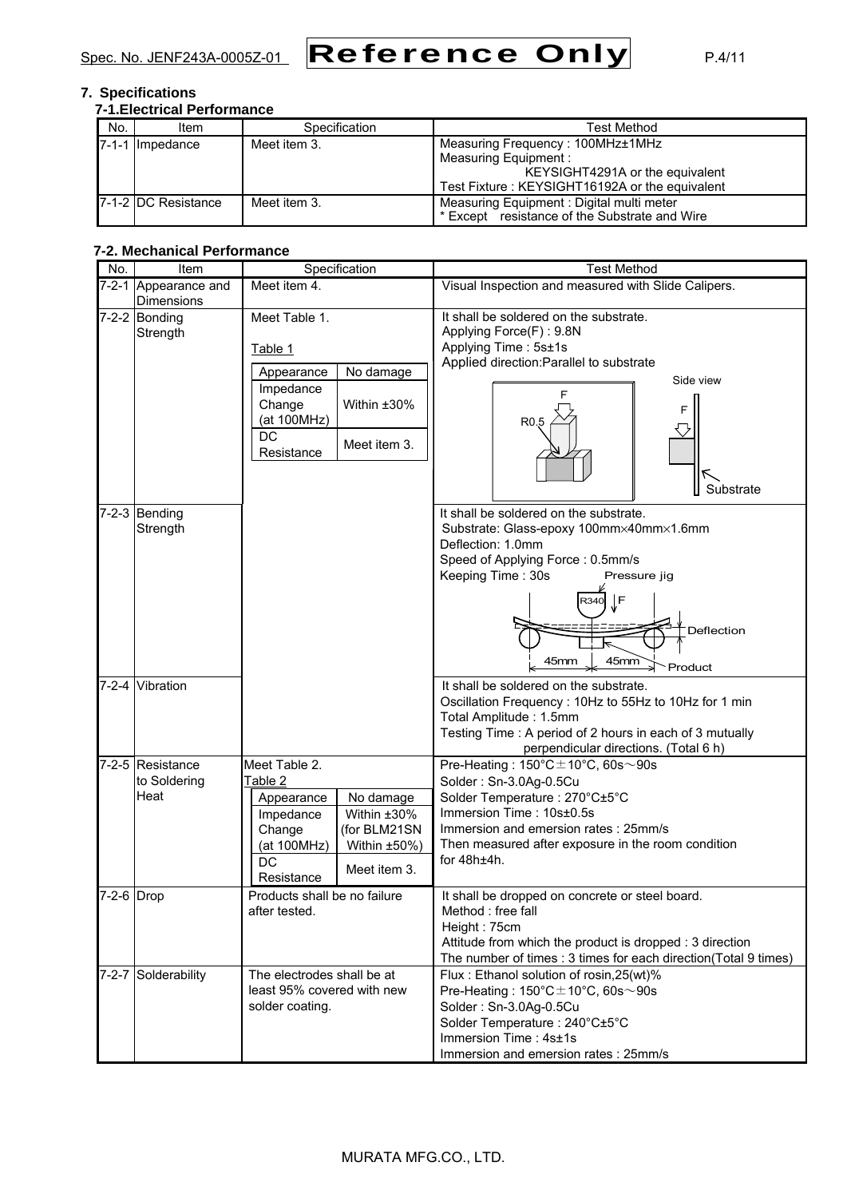## 7. Specifications

### 7-1.Electrical Performance

| No. | Item | Specification | Test Method |
|---|---|---|---|
| 7-1-1 | Impedance | Meet item 3. | Measuring Frequency : 100MHz±1MHz<br>Measuring Equipment :<br>KEYSIGHT4291A or the equivalent<br>Test Fixture : KEYSIGHT16192A or the equivalent |
| 7-1-2 | DC Resistance | Meet item 3. | Measuring Equipment : Digital multi meter<br>* Except resistance of the Substrate and Wire |

### 7-2. Mechanical Performance

| No. | Item | Specification | Test Method |
|---|---|---|---|
| 7-2-1 | Appearance and Dimensions | Meet item 4. | Visual Inspection and measured with Slide Calipers. |
| 7-2-2 | Bonding Strength | Meet Table 1.<br>Table 1<br>Appearance: No damage<br>Impedance Change (at 100MHz): Within ±30%<br>DC Resistance: Meet item 3. | It shall be soldered on the substrate.<br>Applying Force(F) : 9.8N<br>Applying Time : 5s±1s<br>Applied direction:Parallel to substrate<br>(Figure: F, R0.5, Side view, F, Substrate) |
| 7-2-3 | Bending Strength | | It shall be soldered on the substrate.<br>Substrate: Glass-epoxy 100mm×40mm×1.6mm<br>Deflection: 1.0mm<br>Speed of Applying Force : 0.5mm/s<br>Keeping Time : 30s<br>(Figure: Pressure jig, R340, F, Deflection, 45mm, 45mm, Product) |
| 7-2-4 | Vibration | | It shall be soldered on the substrate.<br>Oscillation Frequency : 10Hz to 55Hz to 10Hz for 1 min<br>Total Amplitude : 1.5mm<br>Testing Time : A period of 2 hours in each of 3 mutually perpendicular directions. (Total 6 h) |
| 7-2-5 | Resistance to Soldering Heat | Meet Table 2.<br>Table 2<br>Appearance: No damage<br>Impedance Change (at 100MHz): Within ±30% (for BLM21SN Within ±50%)<br>DC Resistance: Meet item 3. | Pre-Heating : 150°C±10°C, 60s～90s<br>Solder : Sn-3.0Ag-0.5Cu<br>Solder Temperature : 270°C±5°C<br>Immersion Time : 10s±0.5s<br>Immersion and emersion rates : 25mm/s<br>Then measured after exposure in the room condition for 48h±4h. |
| 7-2-6 | Drop | Products shall be no failure after tested. | It shall be dropped on concrete or steel board.<br>Method : free fall<br>Height : 75cm<br>Attitude from which the product is dropped : 3 direction<br>The number of times : 3 times for each direction(Total 9 times) |
| 7-2-7 | Solderability | The electrodes shall be at least 95% covered with new solder coating. | Flux : Ethanol solution of rosin,25(wt)%<br>Pre-Heating : 150°C±10°C, 60s～90s<br>Solder : Sn-3.0Ag-0.5Cu<br>Solder Temperature : 240°C±5°C<br>Immersion Time : 4s±1s<br>Immersion and emersion rates : 25mm/s |

MURATA MFG.CO., LTD.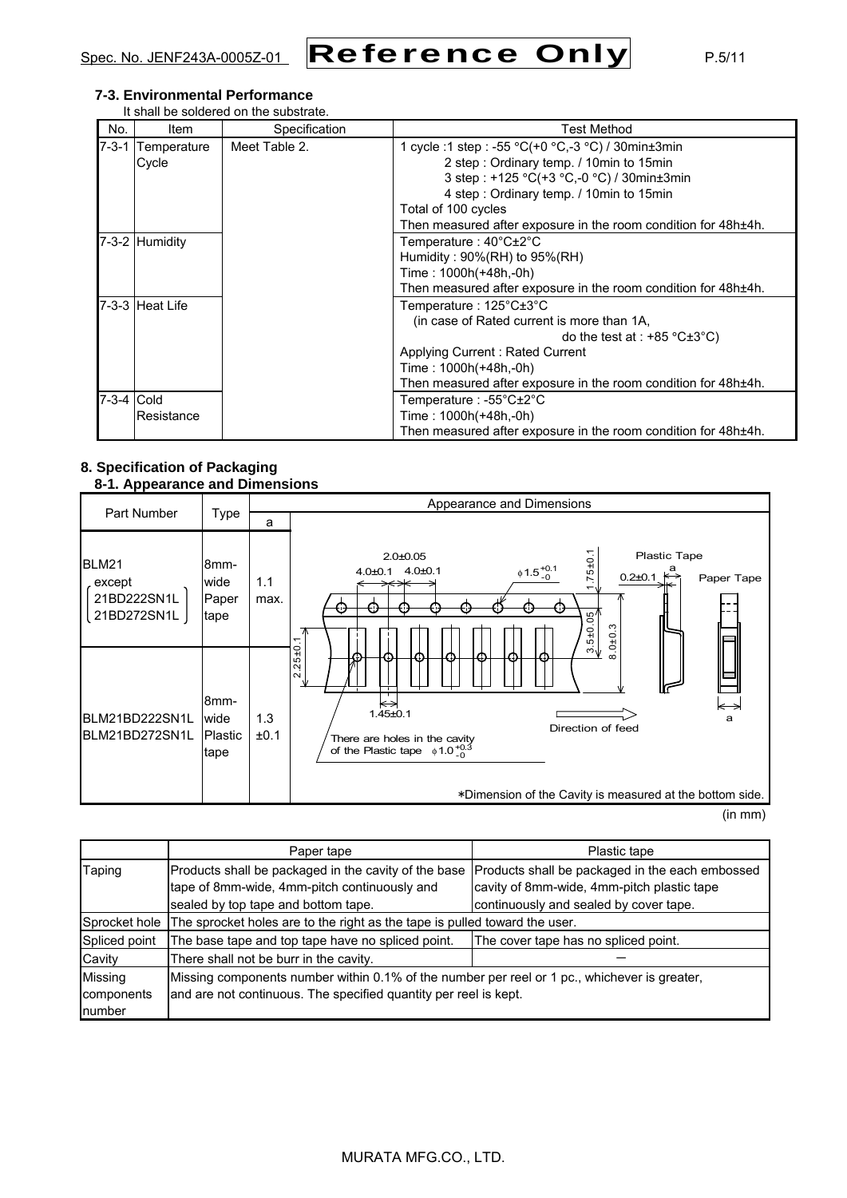### 7-3. Environmental Performance

It shall be soldered on the substrate.

| No. | Item | Specification | Test Method |
|---|---|---|---|
| 7-3-1 | Temperature Cycle | Meet Table 2. | 1 cycle :1 step : -55 °C(+0 °C,-3 °C) / 30min±3min<br>2 step : Ordinary temp. / 10min to 15min<br>3 step : +125 °C(+3 °C,-0 °C) / 30min±3min<br>4 step : Ordinary temp. / 10min to 15min<br>Total of 100 cycles<br>Then measured after exposure in the room condition for 48h±4h. |
| 7-3-2 | Humidity | | Temperature : 40°C±2°C<br>Humidity : 90%(RH) to 95%(RH)<br>Time : 1000h(+48h,-0h)<br>Then measured after exposure in the room condition for 48h±4h. |
| 7-3-3 | Heat Life | | Temperature : 125°C±3°C<br>(in case of Rated current is more than 1A, do the test at : +85 °C±3°C)<br>Applying Current : Rated Current<br>Time : 1000h(+48h,-0h)<br>Then measured after exposure in the room condition for 48h±4h. |
| 7-3-4 | Cold Resistance | | Temperature : -55°C±2°C<br>Time : 1000h(+48h,-0h)<br>Then measured after exposure in the room condition for 48h±4h. |

## 8. Specification of Packaging

### 8-1. Appearance and Dimensions

| Part Number | Type | a | Appearance and Dimensions |
|---|---|---|---|
| BLM21 except (21BD222SN1L, 21BD272SN1L) | 8mm-wide Paper tape | 1.1 max. | 2.0±0.05; 4.0±0.1; 4.0±0.1; φ1.5 $^{+0.1}_{-0}$; 1.75±0.1; 3.5±0.05; 8.0±0.3; 2.25±0.1; 1.45±0.1; Plastic Tape; 0.2±0.1; a; Paper Tape; Direction of feed |
| BLM21BD222SN1L<br>BLM21BD272SN1L | 8mm-wide Plastic tape | 1.3 ±0.1 | There are holes in the cavity of the Plastic tape φ1.0 $^{+0.3}_{-0}$<br>*Dimension of the Cavity is measured at the bottom side. |

(in mm)

| | Paper tape | Plastic tape |
|---|---|---|
| Taping | Products shall be packaged in the cavity of the base tape of 8mm-wide, 4mm-pitch continuously and sealed by top tape and bottom tape. | Products shall be packaged in the each embossed cavity of 8mm-wide, 4mm-pitch plastic tape continuously and sealed by cover tape. |
| Sprocket hole | The sprocket holes are to the right as the tape is pulled toward the user. | |
| Spliced point | The base tape and top tape have no spliced point. | The cover tape has no spliced point. |
| Cavity | There shall not be burr in the cavity. | — |
| Missing components number | Missing components number within 0.1% of the number per reel or 1 pc., whichever is greater, and are not continuous. The specified quantity per reel is kept. | |

MURATA MFG.CO., LTD.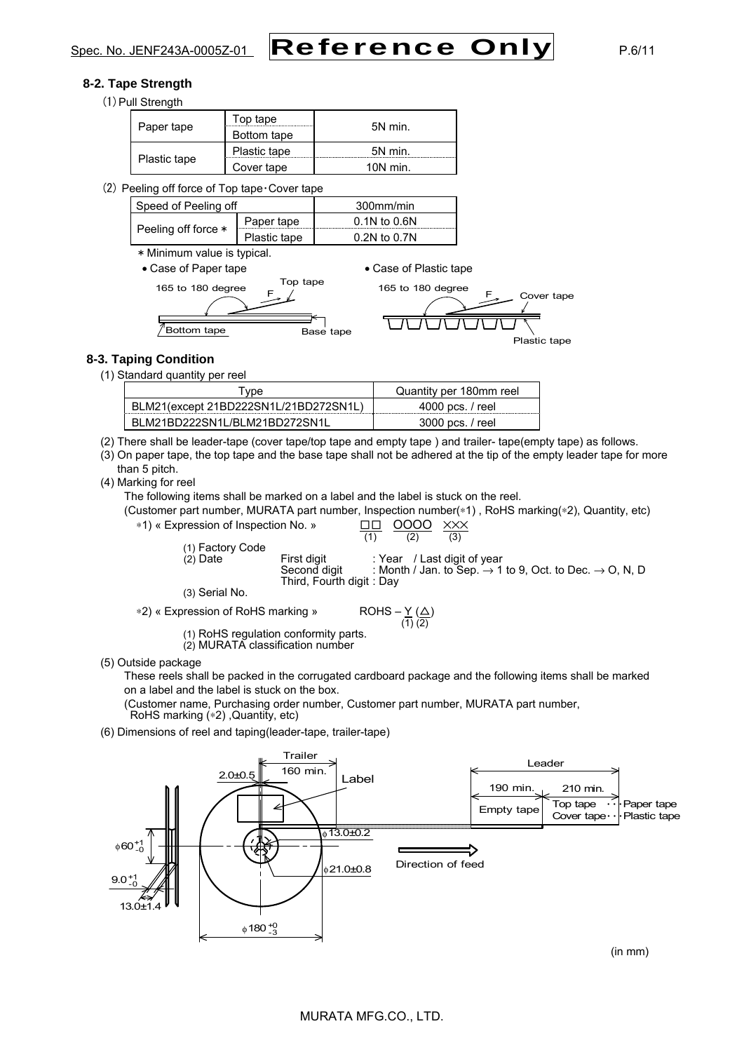## 8-2. Tape Strength

(1) Pull Strength

| | | |
|---|---|---|
| Paper tape | Top tape | 5N min. |
| | Bottom tape | |
| Plastic tape | Plastic tape | 5N min. |
| | Cover tape | 10N min. |

(2) Peeling off force of Top tape・Cover tape

| Speed of Peeling off | | 300mm/min |
|---|---|---|
| Peeling off force ∗ | Paper tape | 0.1N to 0.6N |
| | Plastic tape | 0.2N to 0.7N |

∗ Minimum value is typical.

- Case of Paper tape
- Case of Plastic tape

165 to 180 degree F Top tape Bottom tape Base tape

165 to 180 degree F Cover tape Plastic tape

## 8-3. Taping Condition

(1) Standard quantity per reel

| Type | Quantity per 180mm reel |
|---|---|
| BLM21(except 21BD222SN1L/21BD272SN1L) | 4000 pcs. / reel |
| BLM21BD222SN1L/BLM21BD272SN1L | 3000 pcs. / reel |

(2) There shall be leader-tape (cover tape/top tape and empty tape ) and trailer- tape(empty tape) as follows.

(3) On paper tape, the top tape and the base tape shall not be adhered at the tip of the empty leader tape for more than 5 pitch.

(4) Marking for reel

The following items shall be marked on a label and the label is stuck on the reel.

(Customer part number, MURATA part number, Inspection number(∗1) , RoHS marking(∗2), Quantity, etc)

∗1) « Expression of Inspection No. » □□ OOOO ××× — (1) (2) (3)

(1) Factory Code

(2) Date
- First digit : Year / Last digit of year
- Second digit : Month / Jan. to Sep. → 1 to 9, Oct. to Dec. → O, N, D
- Third, Fourth digit : Day

(3) Serial No.

∗2) « Expression of RoHS marking » ROHS – Y (△) — (1) (2)

(1) RoHS regulation conformity parts.

(2) MURATA classification number

(5) Outside package

These reels shall be packed in the corrugated cardboard package and the following items shall be marked on a label and the label is stuck on the box.

(Customer name, Purchasing order number, Customer part number, MURATA part number, RoHS marking (∗2) ,Quantity, etc)

(6) Dimensions of reel and taping(leader-tape, trailer-tape)

Trailer 160 min. 2.0±0.5 Label φ13.0±0.2 φ21.0±0.8 $\phi 60^{+1}_{-0}$ $9.0^{+1}_{-0}$ 13.0±1.4 $\phi 180^{+0}_{-3}$

Leader 190 min. 210 min. Empty tape Top tape ・・・Paper tape Cover tape・・・Plastic tape

Direction of feed

(in mm)

MURATA MFG.CO., LTD.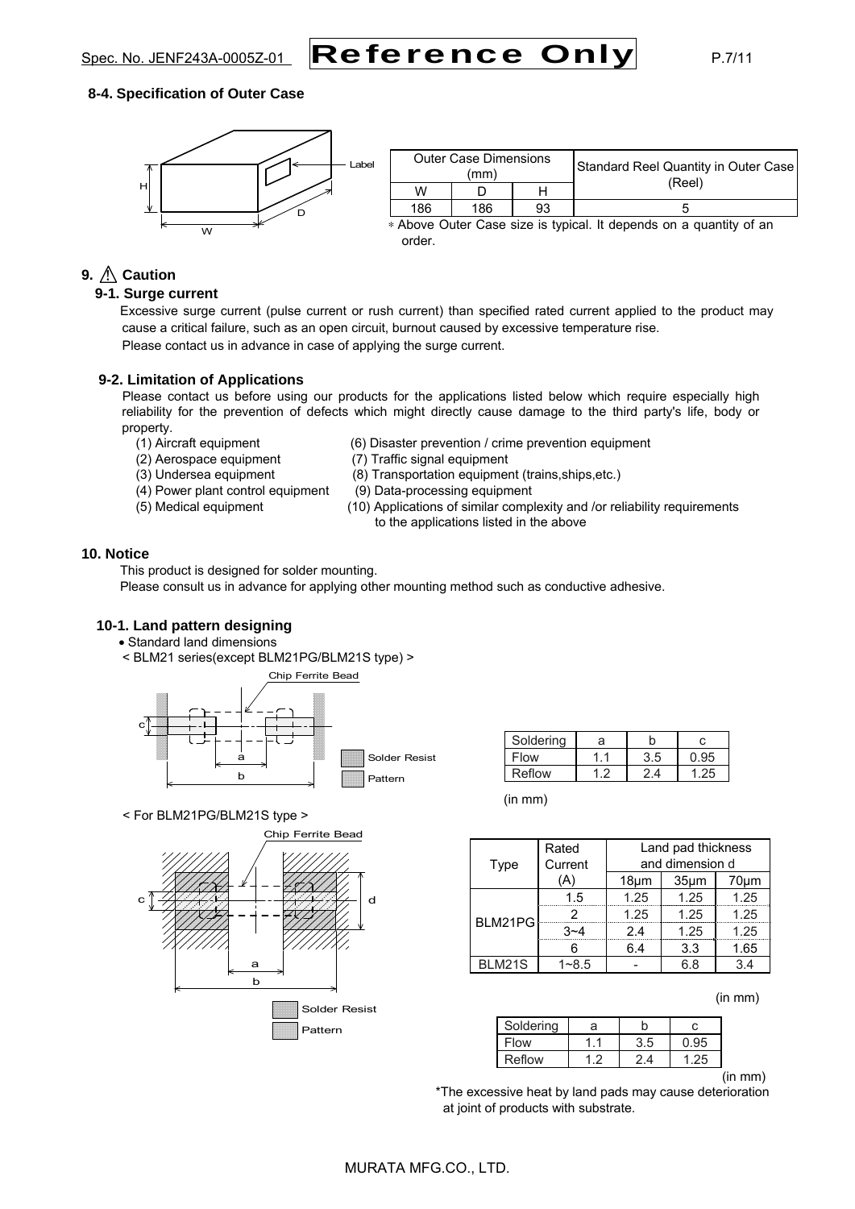### 8-4. Specification of Outer Case

| Outer Case Dimensions (mm) | | | Standard Reel Quantity in Outer Case (Reel) |
|---|---|---|---|
| W | D | H | |
| 186 | 186 | 93 | 5 |

* Above Outer Case size is typical. It depends on a quantity of an order.

## 9. ⚠ Caution

### 9-1. Surge current

Excessive surge current (pulse current or rush current) than specified rated current applied to the product may cause a critical failure, such as an open circuit, burnout caused by excessive temperature rise.
Please contact us in advance in case of applying the surge current.

### 9-2. Limitation of Applications

Please contact us before using our products for the applications listed below which require especially high reliability for the prevention of defects which might directly cause damage to the third party's life, body or property.

(1) Aircraft equipment
(2) Aerospace equipment
(3) Undersea equipment
(4) Power plant control equipment
(5) Medical equipment
(6) Disaster prevention / crime prevention equipment
(7) Traffic signal equipment
(8) Transportation equipment (trains,ships,etc.)
(9) Data-processing equipment
(10) Applications of similar complexity and /or reliability requirements to the applications listed in the above

## 10. Notice

This product is designed for solder mounting.
Please consult us in advance for applying other mounting method such as conductive adhesive.

### 10-1. Land pattern designing

- Standard land dimensions

< BLM21 series(except BLM21PG/BLM21S type) >

| Soldering | a | b | c |
|---|---|---|---|
| Flow | 1.1 | 3.5 | 0.95 |
| Reflow | 1.2 | 2.4 | 1.25 |

(in mm)

< For BLM21PG/BLM21S type >

| Type | Rated Current (A) | Land pad thickness and dimension d | | |
|---|---|---|---|---|
| | | 18μm | 35μm | 70μm |
| BLM21PG | 1.5 | 1.25 | 1.25 | 1.25 |
| | 2 | 1.25 | 1.25 | 1.25 |
| | 3~4 | 2.4 | 1.25 | 1.25 |
| | 6 | 6.4 | 3.3 | 1.65 |
| BLM21S | 1~8.5 | - | 6.8 | 3.4 |

(in mm)

| Soldering | a | b | c |
|---|---|---|---|
| Flow | 1.1 | 3.5 | 0.95 |
| Reflow | 1.2 | 2.4 | 1.25 |

(in mm)

*The excessive heat by land pads may cause deterioration at joint of products with substrate.

MURATA MFG.CO., LTD.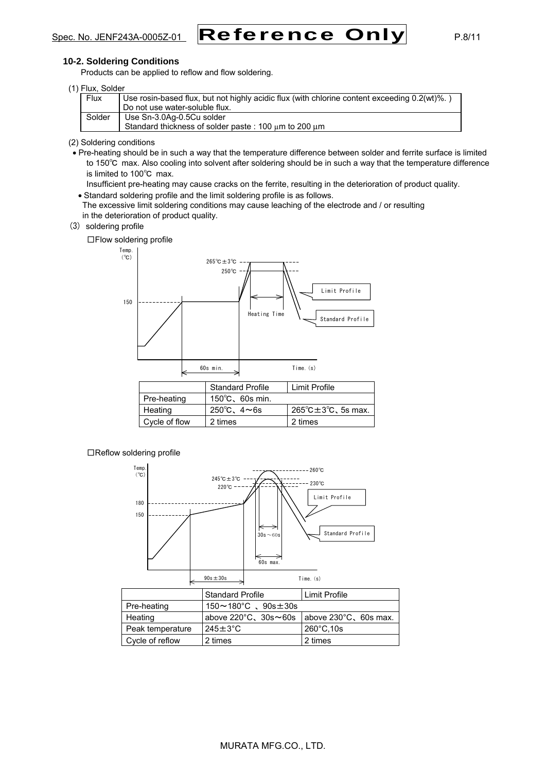### 10-2. Soldering Conditions

Products can be applied to reflow and flow soldering.

(1) Flux, Solder

| Flux | Use rosin-based flux, but not highly acidic flux (with chlorine content exceeding 0.2(wt)%. ) Do not use water-soluble flux. |
|---|---|
| Solder | Use Sn-3.0Ag-0.5Cu solder Standard thickness of solder paste : 100 μm to 200 μm |

(2) Soldering conditions

- Pre-heating should be in such a way that the temperature difference between solder and ferrite surface is limited to 150℃ max. Also cooling into solvent after soldering should be in such a way that the temperature difference is limited to 100℃ max.
  Insufficient pre-heating may cause cracks on the ferrite, resulting in the deterioration of product quality.
- Standard soldering profile and the limit soldering profile is as follows.
  The excessive limit soldering conditions may cause leaching of the electrode and / or resulting in the deterioration of product quality.

(3) soldering profile

□Flow soldering profile

| | Standard Profile | Limit Profile |
|---|---|---|
| Pre-heating | 150℃、60s min. | |
| Heating | 250℃、4～6s | 265℃±3℃、5s max. |
| Cycle of flow | 2 times | 2 times |

□Reflow soldering profile

| | Standard Profile | Limit Profile |
|---|---|---|
| Pre-heating | 150～180°C 、90s±30s | |
| Heating | above 220°C、30s～60s | above 230°C、60s max. |
| Peak temperature | 245±3°C | 260°C,10s |
| Cycle of reflow | 2 times | 2 times |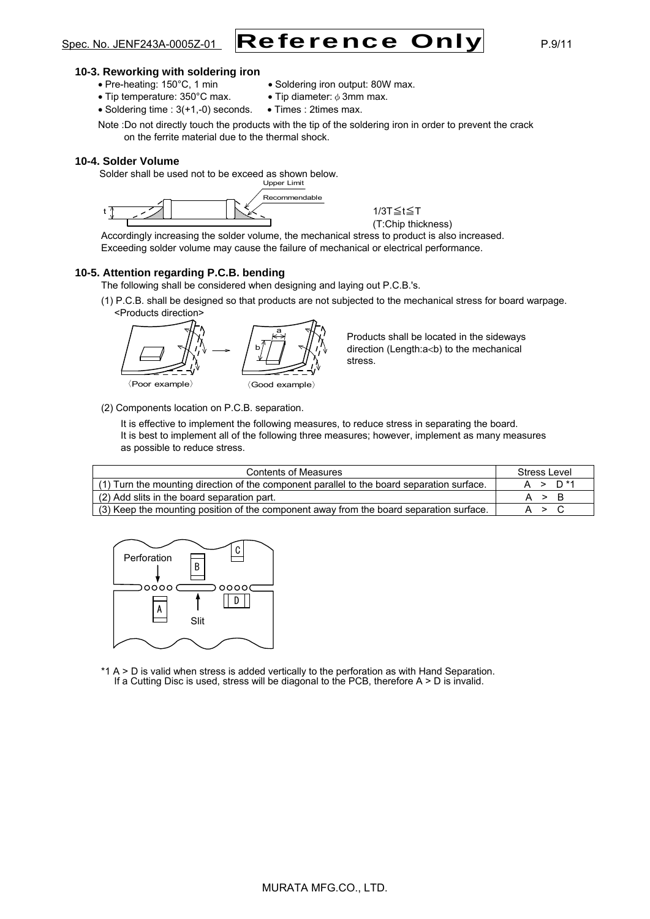### 10-3. Reworking with soldering iron

- Pre-heating: 150°C, 1 min
- Soldering iron output: 80W max.
- Tip temperature: 350°C max.
- Tip diameter: ϕ 3mm max.
- Soldering time : 3(+1,-0) seconds.
- Times : 2times max.

Note :Do not directly touch the products with the tip of the soldering iron in order to prevent the crack on the ferrite material due to the thermal shock.

### 10-4. Solder Volume

Solder shall be used not to be exceed as shown below.

Upper Limit

Recommendable

t

1/3T≦t≦T
(T:Chip thickness)

Accordingly increasing the solder volume, the mechanical stress to product is also increased.
Exceeding solder volume may cause the failure of mechanical or electrical performance.

### 10-5. Attention regarding P.C.B. bending

The following shall be considered when designing and laying out P.C.B.'s.

(1) P.C.B. shall be designed so that products are not subjected to the mechanical stress for board warpage.
<Products direction>

〈Poor example〉 〈Good example〉

Products shall be located in the sideways direction (Length:a<b) to the mechanical stress.

(2) Components location on P.C.B. separation.

It is effective to implement the following measures, to reduce stress in separating the board.
It is best to implement all of the following three measures; however, implement as many measures as possible to reduce stress.

| Contents of Measures | Stress Level |
|---|---|
| (1) Turn the mounting direction of the component parallel to the board separation surface. | A > D *1 |
| (2) Add slits in the board separation part. | A > B |
| (3) Keep the mounting position of the component away from the board separation surface. | A > C |

Perforation

Slit

*1 A > D is valid when stress is added vertically to the perforation as with Hand Separation.
If a Cutting Disc is used, stress will be diagonal to the PCB, therefore A > D is invalid.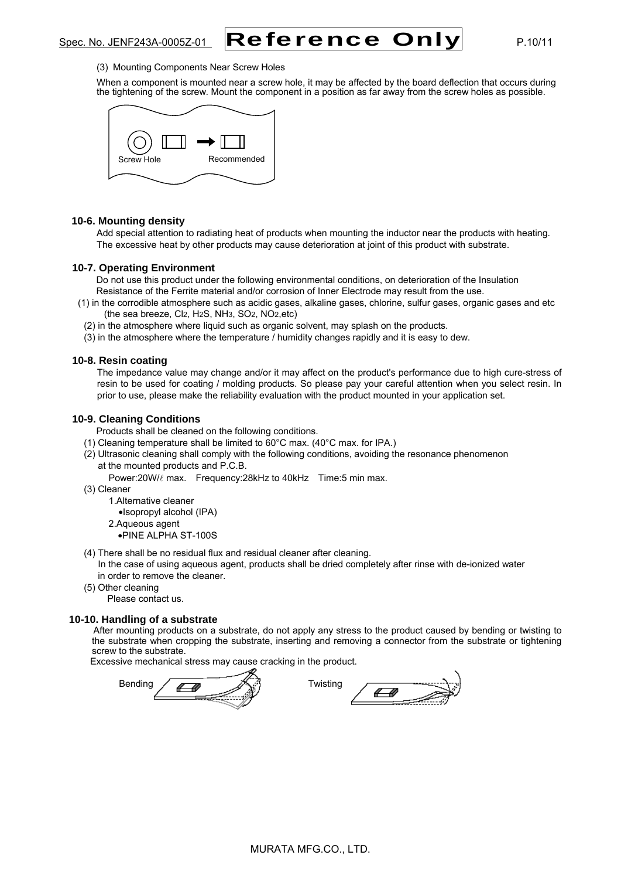(3) Mounting Components Near Screw Holes

When a component is mounted near a screw hole, it may be affected by the board deflection that occurs during the tightening of the screw. Mount the component in a position as far away from the screw holes as possible.

Screw Hole Recommended

### 10-6. Mounting density

Add special attention to radiating heat of products when mounting the inductor near the products with heating. The excessive heat by other products may cause deterioration at joint of this product with substrate.

### 10-7. Operating Environment

Do not use this product under the following environmental conditions, on deterioration of the Insulation Resistance of the Ferrite material and/or corrosion of Inner Electrode may result from the use.

(1) in the corrodible atmosphere such as acidic gases, alkaline gases, chlorine, sulfur gases, organic gases and etc (the sea breeze, $Cl_2$, $H_2S$, $NH_3$, $SO_2$, $NO_2$,etc)

(2) in the atmosphere where liquid such as organic solvent, may splash on the products.

(3) in the atmosphere where the temperature / humidity changes rapidly and it is easy to dew.

### 10-8. Resin coating

The impedance value may change and/or it may affect on the product's performance due to high cure-stress of resin to be used for coating / molding products. So please pay your careful attention when you select resin. In prior to use, please make the reliability evaluation with the product mounted in your application set.

### 10-9. Cleaning Conditions

Products shall be cleaned on the following conditions.

(1) Cleaning temperature shall be limited to 60°C max. (40°C max. for IPA.)

(2) Ultrasonic cleaning shall comply with the following conditions, avoiding the resonance phenomenon at the mounted products and P.C.B.

Power:20W/ℓ max. Frequency:28kHz to 40kHz Time:5 min max.

(3) Cleaner

1.Alternative cleaner
- Isopropyl alcohol (IPA)

2.Aqueous agent
- PINE ALPHA ST-100S

(4) There shall be no residual flux and residual cleaner after cleaning.
In the case of using aqueous agent, products shall be dried completely after rinse with de-ionized water in order to remove the cleaner.

(5) Other cleaning
Please contact us.

### 10-10. Handling of a substrate

After mounting products on a substrate, do not apply any stress to the product caused by bending or twisting to the substrate when cropping the substrate, inserting and removing a connector from the substrate or tightening screw to the substrate.

Excessive mechanical stress may cause cracking in the product.

Bending Twisting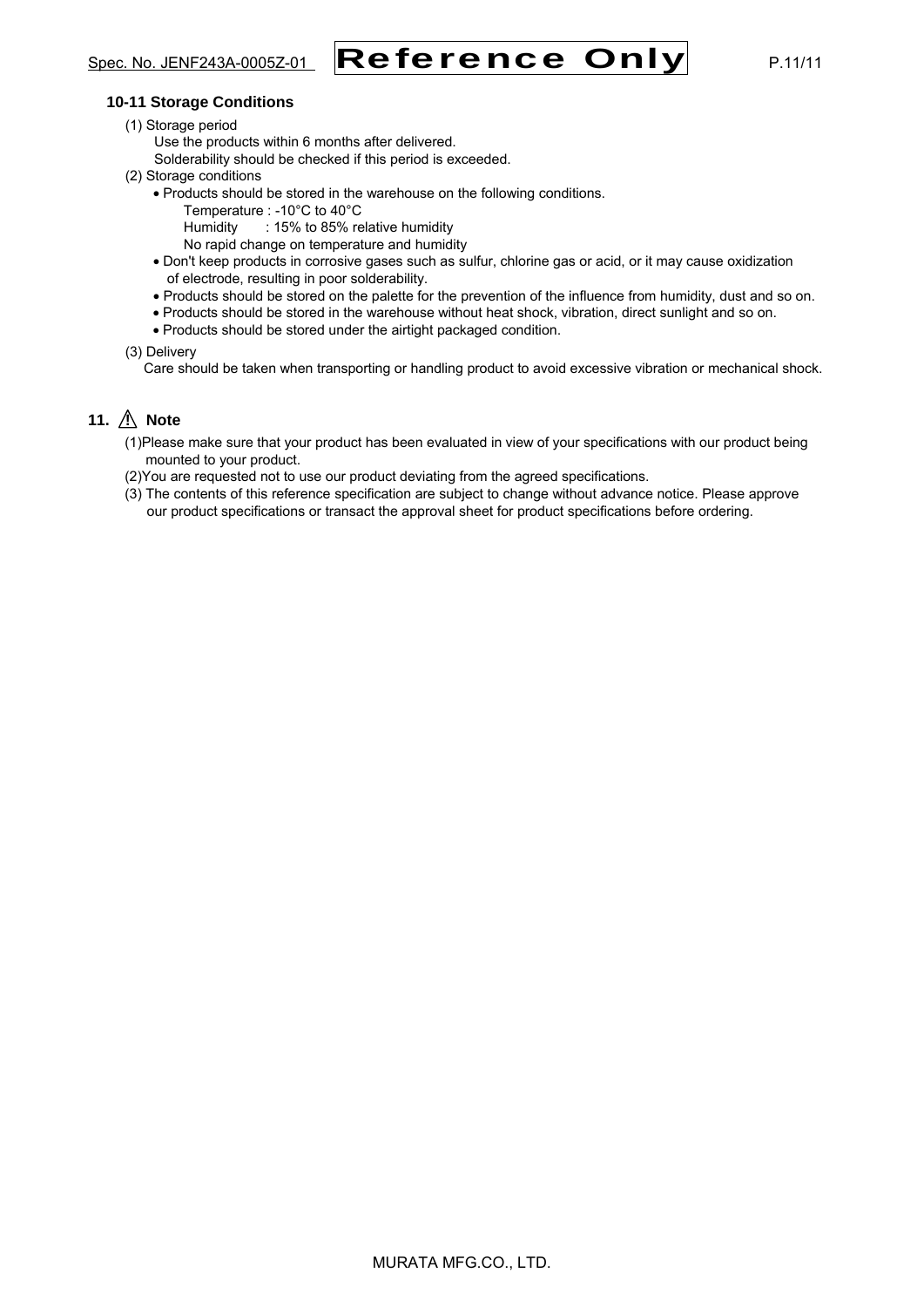### 10-11 Storage Conditions

(1) Storage period

Use the products within 6 months after delivered.
Solderability should be checked if this period is exceeded.

(2) Storage conditions

- Products should be stored in the warehouse on the following conditions.
  - Temperature : -10°C to 40°C
  - Humidity : 15% to 85% relative humidity
  - No rapid change on temperature and humidity
- Don't keep products in corrosive gases such as sulfur, chlorine gas or acid, or it may cause oxidization of electrode, resulting in poor solderability.
- Products should be stored on the palette for the prevention of the influence from humidity, dust and so on.
- Products should be stored in the warehouse without heat shock, vibration, direct sunlight and so on.
- Products should be stored under the airtight packaged condition.

(3) Delivery

Care should be taken when transporting or handling product to avoid excessive vibration or mechanical shock.

## 11. ⚠ Note

(1)Please make sure that your product has been evaluated in view of your specifications with our product being mounted to your product.

(2)You are requested not to use our product deviating from the agreed specifications.

(3) The contents of this reference specification are subject to change without advance notice. Please approve our product specifications or transact the approval sheet for product specifications before ordering.